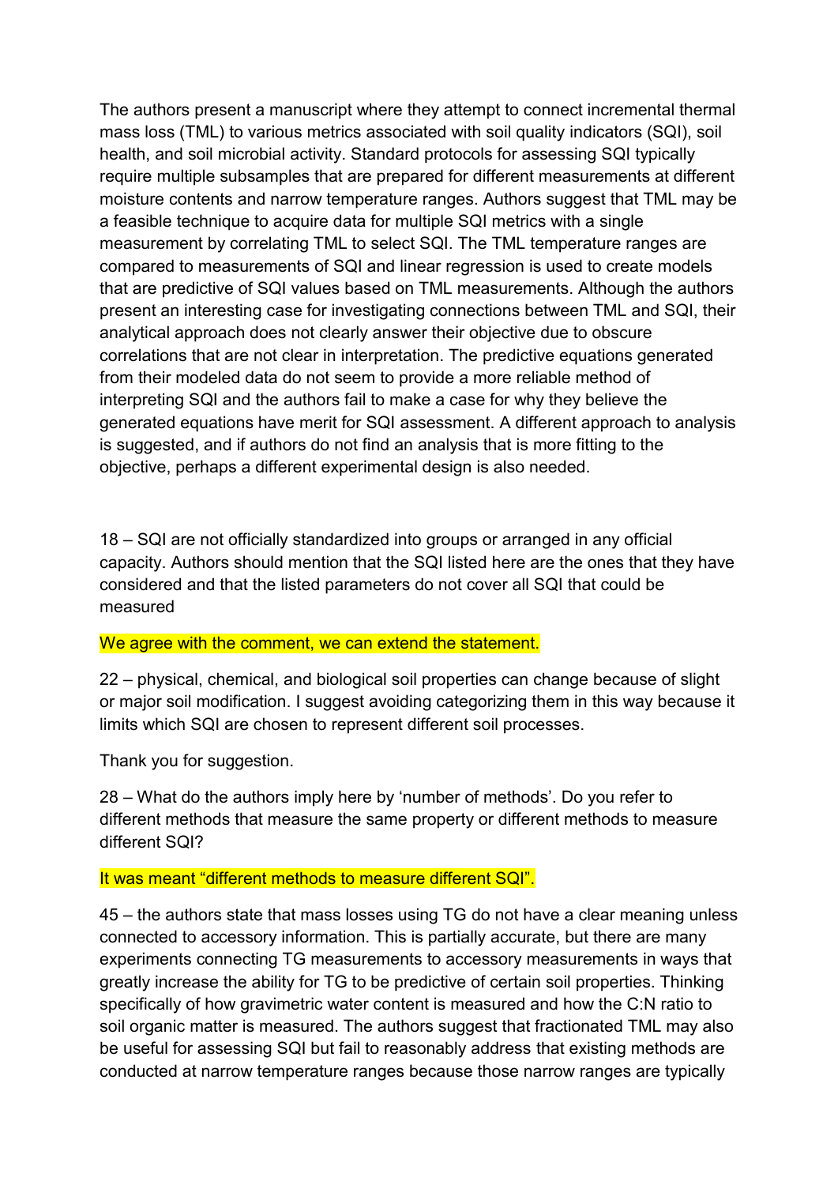The authors present a manuscript where they attempt to connect incremental thermal mass loss (TML) to various metrics associated with soil quality indicators (SQI), soil health, and soil microbial activity. Standard protocols for assessing SQI typically require multiple subsamples that are prepared for different measurements at different moisture contents and narrow temperature ranges. Authors suggest that TML may be a feasible technique to acquire data for multiple SQI metrics with a single measurement by correlating TML to select SQI. The TML temperature ranges are compared to measurements of SQI and linear regression is used to create models that are predictive of SQI values based on TML measurements. Although the authors present an interesting case for investigating connections between TML and SQI, their analytical approach does not clearly answer their objective due to obscure correlations that are not clear in interpretation. The predictive equations generated from their modeled data do not seem to provide a more reliable method of interpreting SQI and the authors fail to make a case for why they believe the generated equations have merit for SQI assessment. A different approach to analysis is suggested, and if authors do not find an analysis that is more fitting to the objective, perhaps a different experimental design is also needed.

18 – SQI are not officially standardized into groups or arranged in any official capacity. Authors should mention that the SQI listed here are the ones that they have considered and that the listed parameters do not cover all SQI that could be measured

We agree with the comment, we can extend the statement.

22 – physical, chemical, and biological soil properties can change because of slight or major soil modification. I suggest avoiding categorizing them in this way because it limits which SQI are chosen to represent different soil processes.

Thank you for suggestion.

28 – What do the authors imply here by 'number of methods'. Do you refer to different methods that measure the same property or different methods to measure different SQI?

It was meant "different methods to measure different SQI".

45 – the authors state that mass losses using TG do not have a clear meaning unless connected to accessory information. This is partially accurate, but there are many experiments connecting TG measurements to accessory measurements in ways that greatly increase the ability for TG to be predictive of certain soil properties. Thinking specifically of how gravimetric water content is measured and how the C:N ratio to soil organic matter is measured. The authors suggest that fractionated TML may also be useful for assessing SQI but fail to reasonably address that existing methods are conducted at narrow temperature ranges because those narrow ranges are typically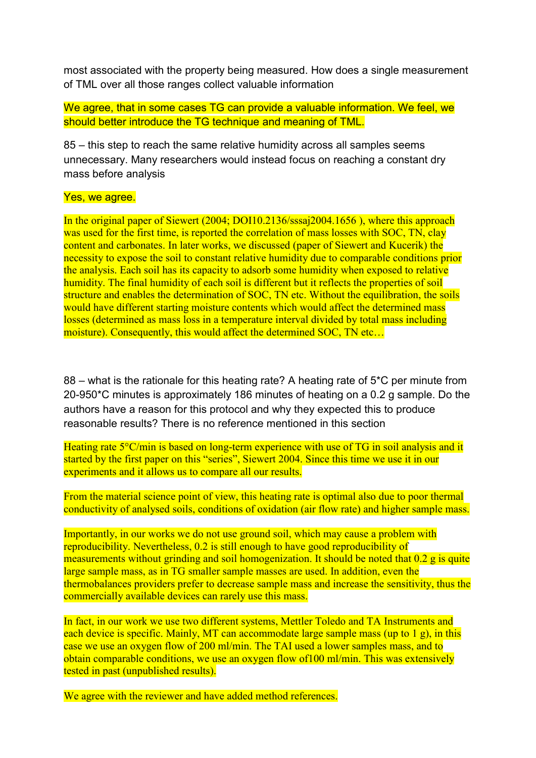most associated with the property being measured. How does a single measurement of TML over all those ranges collect valuable information

We agree, that in some cases TG can provide a valuable information. We feel, we should better introduce the TG technique and meaning of TML.

85 – this step to reach the same relative humidity across all samples seems unnecessary. Many researchers would instead focus on reaching a constant dry mass before analysis

Yes, we agree.

In the original paper of Siewert (2004; DOI10.2136/sssaj2004.1656 ), where this approach was used for the first time, is reported the correlation of mass losses with SOC, TN, clay content and carbonates. In later works, we discussed (paper of Siewert and Kucerik) the necessity to expose the soil to constant relative humidity due to comparable conditions prior the analysis. Each soil has its capacity to adsorb some humidity when exposed to relative humidity. The final humidity of each soil is different but it reflects the properties of soil structure and enables the determination of SOC, TN etc. Without the equilibration, the soils would have different starting moisture contents which would affect the determined mass losses (determined as mass loss in a temperature interval divided by total mass including moisture). Consequently, this would affect the determined SOC, TN etc…

88 – what is the rationale for this heating rate? A heating rate of 5*C per minute from 20-950*C minutes is approximately 186 minutes of heating on a 0.2 g sample. Do the authors have a reason for this protocol and why they expected this to produce reasonable results? There is no reference mentioned in this section

Heating rate 5°C/min is based on long-term experience with use of TG in soil analysis and it started by the first paper on this "series", Siewert 2004. Since this time we use it in our experiments and it allows us to compare all our results.

From the material science point of view, this heating rate is optimal also due to poor thermal conductivity of analysed soils, conditions of oxidation (air flow rate) and higher sample mass.

Importantly, in our works we do not use ground soil, which may cause a problem with reproducibility. Nevertheless, 0.2 is still enough to have good reproducibility of measurements without grinding and soil homogenization. It should be noted that 0.2 g is quite large sample mass, as in TG smaller sample masses are used. In addition, even the thermobalances providers prefer to decrease sample mass and increase the sensitivity, thus the commercially available devices can rarely use this mass.

In fact, in our work we use two different systems, Mettler Toledo and TA Instruments and each device is specific. Mainly, MT can accommodate large sample mass (up to 1 g), in this case we use an oxygen flow of 200 ml/min. The TAI used a lower samples mass, and to obtain comparable conditions, we use an oxygen flow of100 ml/min. This was extensively tested in past (unpublished results).

We agree with the reviewer and have added method references.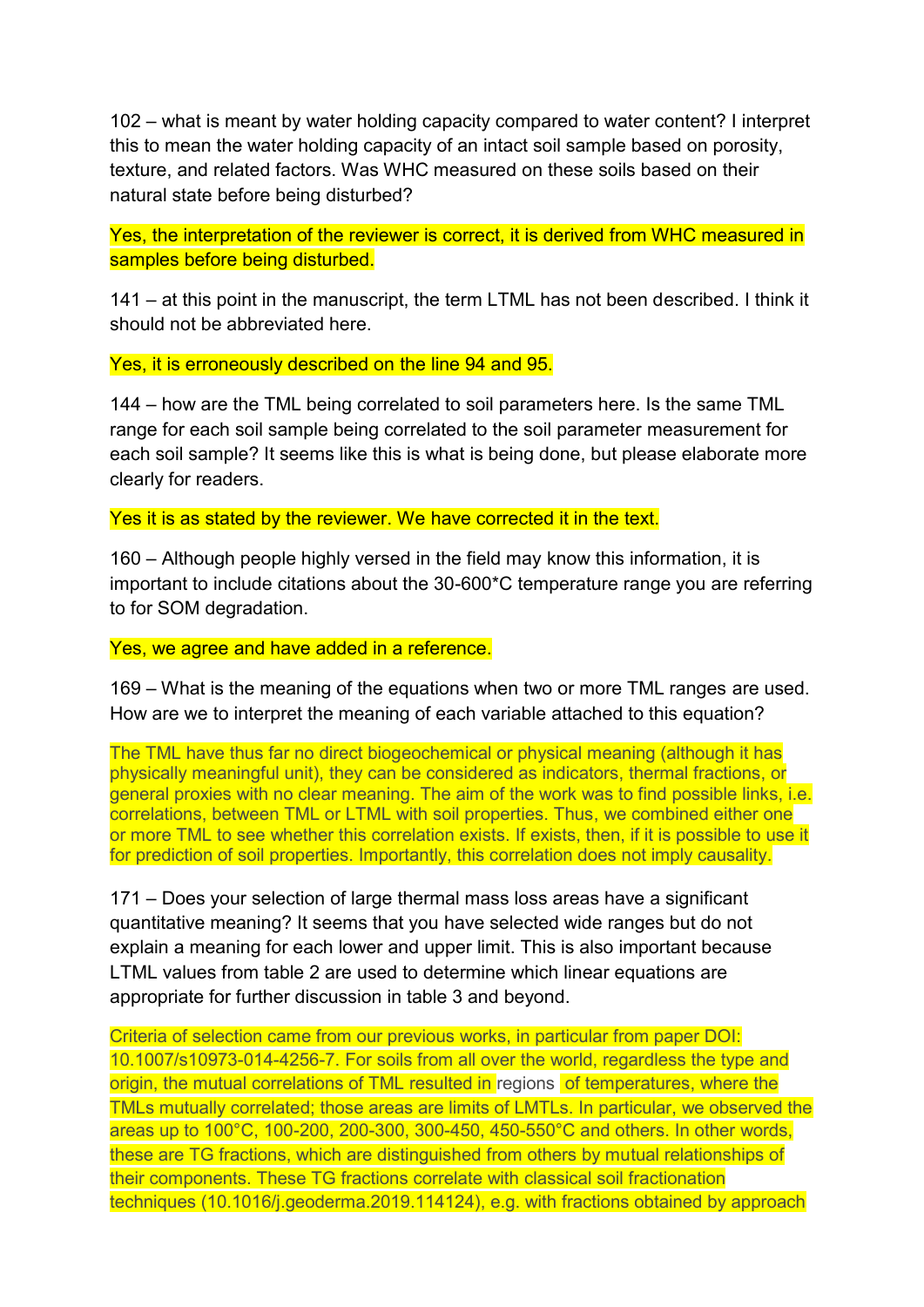102 – what is meant by water holding capacity compared to water content? I interpret this to mean the water holding capacity of an intact soil sample based on porosity, texture, and related factors. Was WHC measured on these soils based on their natural state before being disturbed?

Yes, the interpretation of the reviewer is correct, it is derived from WHC measured in samples before being disturbed.

141 – at this point in the manuscript, the term LTML has not been described. I think it should not be abbreviated here.

Yes, it is erroneously described on the line 94 and 95.

144 – how are the TML being correlated to soil parameters here. Is the same TML range for each soil sample being correlated to the soil parameter measurement for each soil sample? It seems like this is what is being done, but please elaborate more clearly for readers.

Yes it is as stated by the reviewer. We have corrected it in the text.

160 – Although people highly versed in the field may know this information, it is important to include citations about the 30-600*C temperature range you are referring to for SOM degradation.

Yes, we agree and have added in a reference.

169 – What is the meaning of the equations when two or more TML ranges are used. How are we to interpret the meaning of each variable attached to this equation?

The TML have thus far no direct biogeochemical or physical meaning (although it has physically meaningful unit), they can be considered as indicators, thermal fractions, or general proxies with no clear meaning. The aim of the work was to find possible links, i.e. correlations, between TML or LTML with soil properties. Thus, we combined either one or more TML to see whether this correlation exists. If exists, then, if it is possible to use it for prediction of soil properties. Importantly, this correlation does not imply causality.

171 – Does your selection of large thermal mass loss areas have a significant quantitative meaning? It seems that you have selected wide ranges but do not explain a meaning for each lower and upper limit. This is also important because LTML values from table 2 are used to determine which linear equations are appropriate for further discussion in table 3 and beyond.

Criteria of selection came from our previous works, in particular from paper DOI: 10.1007/s10973-014-4256-7. For soils from all over the world, regardless the type and origin, the mutual correlations of TML resulted in regions of temperatures, where the TMLs mutually correlated; those areas are limits of LMTLs. In particular, we observed the areas up to 100°C, 100-200, 200-300, 300-450, 450-550°C and others. In other words, these are TG fractions, which are distinguished from others by mutual relationships of their components. These TG fractions correlate with classical soil fractionation techniques (10.1016/j.geoderma.2019.114124), e.g. with fractions obtained by approach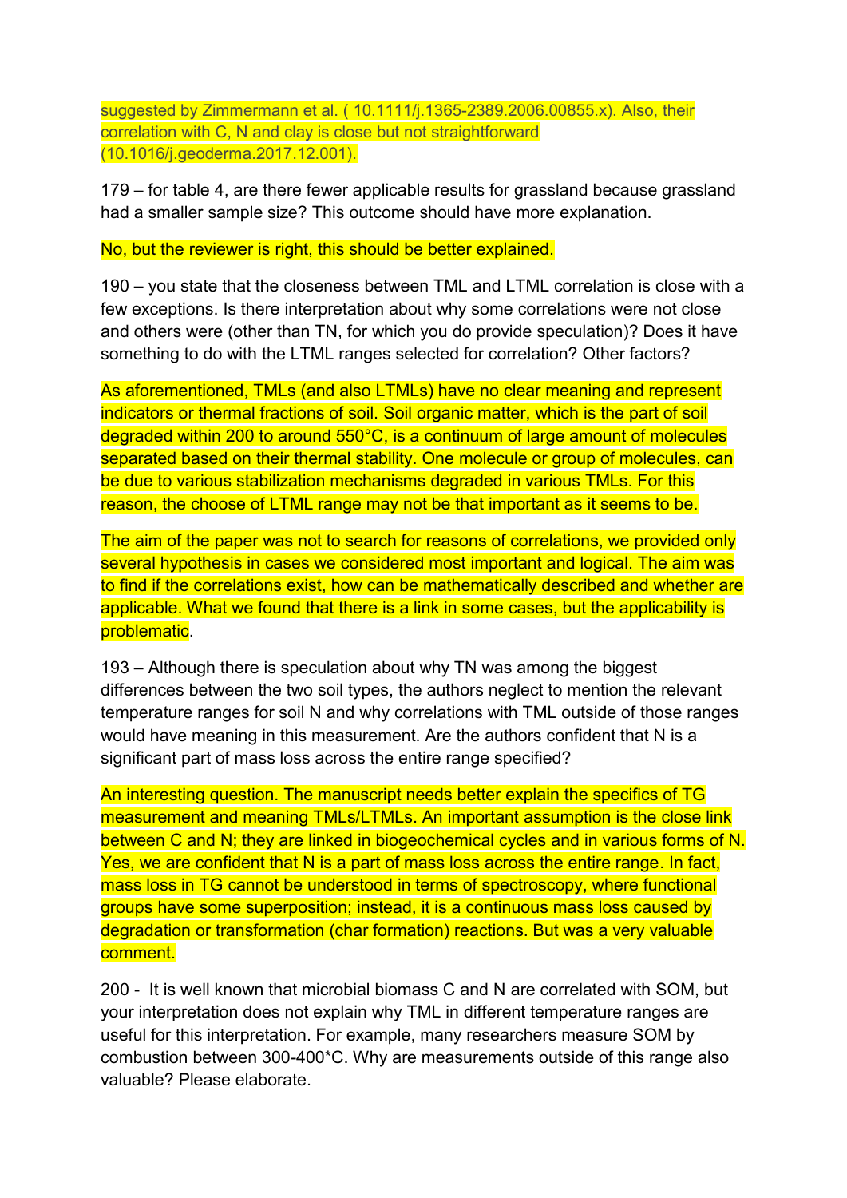suggested by Zimmermann et al. ( 10.1111/j.1365-2389.2006.00855.x). Also, their correlation with C, N and clay is close but not straightforward (10.1016/j.geoderma.2017.12.001).

179 – for table 4, are there fewer applicable results for grassland because grassland had a smaller sample size? This outcome should have more explanation.

No, but the reviewer is right, this should be better explained.

190 – you state that the closeness between TML and LTML correlation is close with a few exceptions. Is there interpretation about why some correlations were not close and others were (other than TN, for which you do provide speculation)? Does it have something to do with the LTML ranges selected for correlation? Other factors?

As aforementioned, TMLs (and also LTMLs) have no clear meaning and represent indicators or thermal fractions of soil. Soil organic matter, which is the part of soil degraded within 200 to around 550°C, is a continuum of large amount of molecules separated based on their thermal stability. One molecule or group of molecules, can be due to various stabilization mechanisms degraded in various TMLs. For this reason, the choose of LTML range may not be that important as it seems to be.

The aim of the paper was not to search for reasons of correlations, we provided only several hypothesis in cases we considered most important and logical. The aim was to find if the correlations exist, how can be mathematically described and whether are applicable. What we found that there is a link in some cases, but the applicability is problematic.

193 – Although there is speculation about why TN was among the biggest differences between the two soil types, the authors neglect to mention the relevant temperature ranges for soil N and why correlations with TML outside of those ranges would have meaning in this measurement. Are the authors confident that N is a significant part of mass loss across the entire range specified?

An interesting question. The manuscript needs better explain the specifics of TG measurement and meaning TMLs/LTMLs. An important assumption is the close link between C and N; they are linked in biogeochemical cycles and in various forms of N. Yes, we are confident that N is a part of mass loss across the entire range. In fact, mass loss in TG cannot be understood in terms of spectroscopy, where functional groups have some superposition; instead, it is a continuous mass loss caused by degradation or transformation (char formation) reactions. But was a very valuable comment.

200 - It is well known that microbial biomass C and N are correlated with SOM, but your interpretation does not explain why TML in different temperature ranges are useful for this interpretation. For example, many researchers measure SOM by combustion between 300-400*C. Why are measurements outside of this range also valuable? Please elaborate.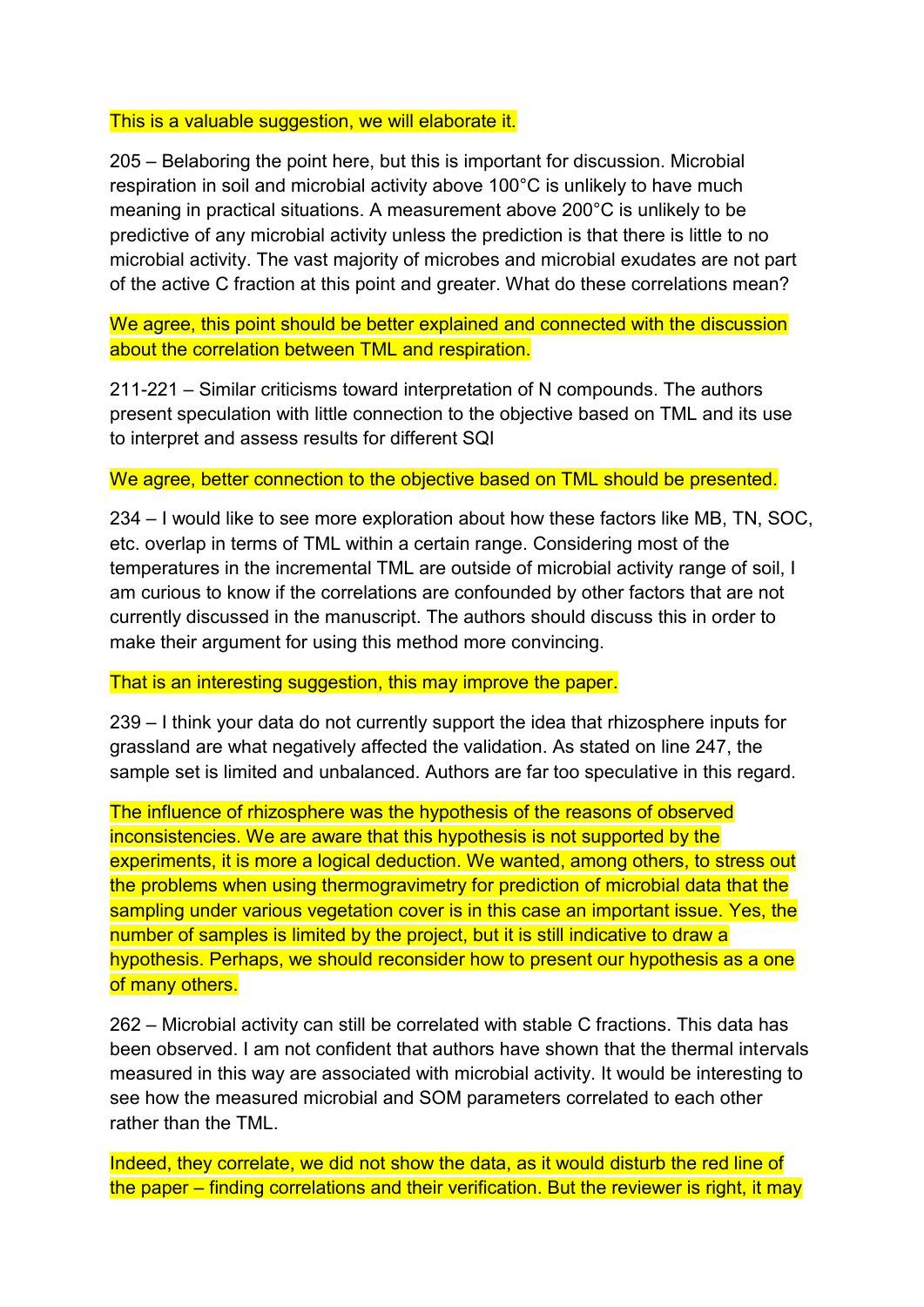This is a valuable suggestion, we will elaborate it.

205 – Belaboring the point here, but this is important for discussion. Microbial respiration in soil and microbial activity above 100°C is unlikely to have much meaning in practical situations. A measurement above 200°C is unlikely to be predictive of any microbial activity unless the prediction is that there is little to no microbial activity. The vast majority of microbes and microbial exudates are not part of the active C fraction at this point and greater. What do these correlations mean?

We agree, this point should be better explained and connected with the discussion about the correlation between TML and respiration.

211-221 – Similar criticisms toward interpretation of N compounds. The authors present speculation with little connection to the objective based on TML and its use to interpret and assess results for different SQI

We agree, better connection to the objective based on TML should be presented.

234 – I would like to see more exploration about how these factors like MB, TN, SOC, etc. overlap in terms of TML within a certain range. Considering most of the temperatures in the incremental TML are outside of microbial activity range of soil, I am curious to know if the correlations are confounded by other factors that are not currently discussed in the manuscript. The authors should discuss this in order to make their argument for using this method more convincing.

That is an interesting suggestion, this may improve the paper.

239 – I think your data do not currently support the idea that rhizosphere inputs for grassland are what negatively affected the validation. As stated on line 247, the sample set is limited and unbalanced. Authors are far too speculative in this regard.

The influence of rhizosphere was the hypothesis of the reasons of observed inconsistencies. We are aware that this hypothesis is not supported by the experiments, it is more a logical deduction. We wanted, among others, to stress out the problems when using thermogravimetry for prediction of microbial data that the sampling under various vegetation cover is in this case an important issue. Yes, the number of samples is limited by the project, but it is still indicative to draw a hypothesis. Perhaps, we should reconsider how to present our hypothesis as a one of many others.

262 – Microbial activity can still be correlated with stable C fractions. This data has been observed. I am not confident that authors have shown that the thermal intervals measured in this way are associated with microbial activity. It would be interesting to see how the measured microbial and SOM parameters correlated to each other rather than the TML.

Indeed, they correlate, we did not show the data, as it would disturb the red line of the paper – finding correlations and their verification. But the reviewer is right, it may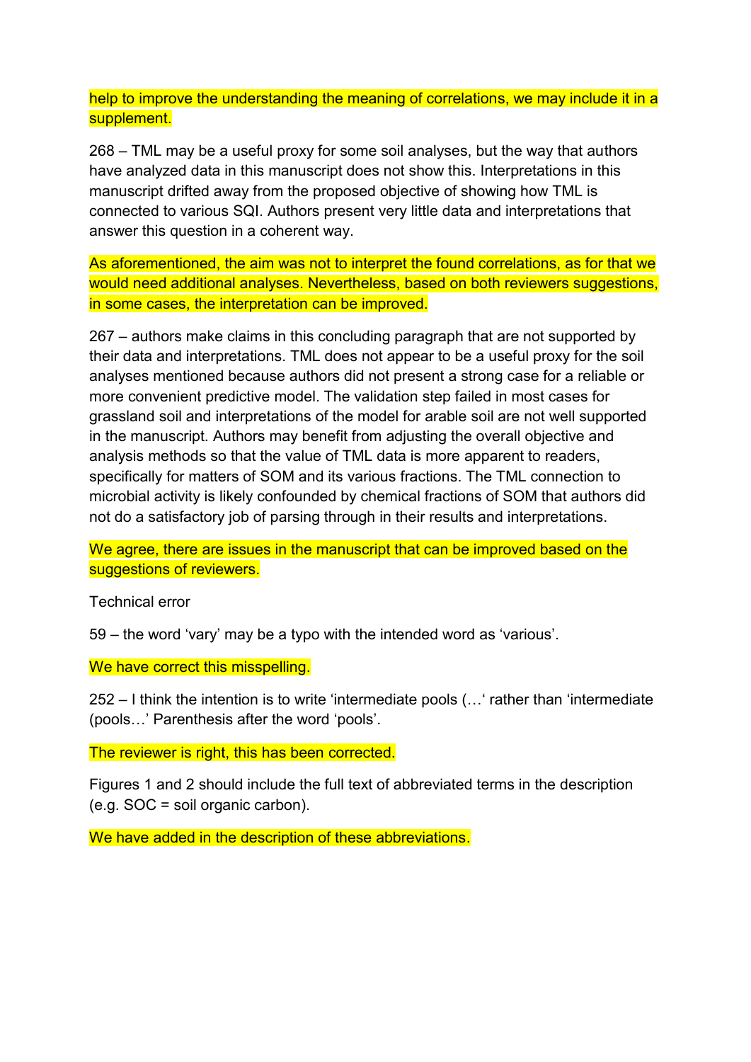help to improve the understanding the meaning of correlations, we may include it in a supplement.

268 – TML may be a useful proxy for some soil analyses, but the way that authors have analyzed data in this manuscript does not show this. Interpretations in this manuscript drifted away from the proposed objective of showing how TML is connected to various SQI. Authors present very little data and interpretations that answer this question in a coherent way.

As aforementioned, the aim was not to interpret the found correlations, as for that we would need additional analyses. Nevertheless, based on both reviewers suggestions, in some cases, the interpretation can be improved.

267 – authors make claims in this concluding paragraph that are not supported by their data and interpretations. TML does not appear to be a useful proxy for the soil analyses mentioned because authors did not present a strong case for a reliable or more convenient predictive model. The validation step failed in most cases for grassland soil and interpretations of the model for arable soil are not well supported in the manuscript. Authors may benefit from adjusting the overall objective and analysis methods so that the value of TML data is more apparent to readers, specifically for matters of SOM and its various fractions. The TML connection to microbial activity is likely confounded by chemical fractions of SOM that authors did not do a satisfactory job of parsing through in their results and interpretations.

We agree, there are issues in the manuscript that can be improved based on the suggestions of reviewers.

Technical error

59 – the word 'vary' may be a typo with the intended word as 'various'.

We have correct this misspelling.

252 – I think the intention is to write 'intermediate pools (…' rather than 'intermediate (pools…' Parenthesis after the word 'pools'.

The reviewer is right, this has been corrected.

Figures 1 and 2 should include the full text of abbreviated terms in the description (e.g. SOC = soil organic carbon).

We have added in the description of these abbreviations.